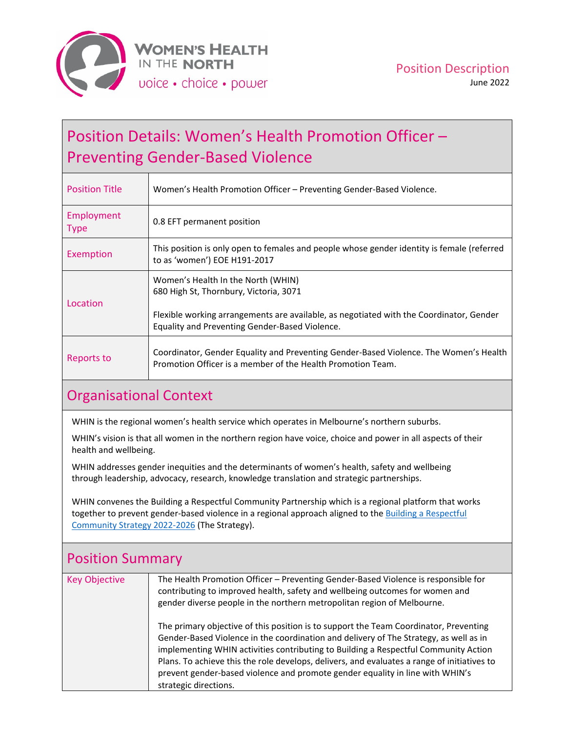WOMEN'S HEALTH IN THE NORTH
voice • choice • power

Position Description
June 2022

# Position Details: Women's Health Promotion Officer – Preventing Gender-Based Violence

| | |
|---|---|
| Position Title | Women's Health Promotion Officer – Preventing Gender-Based Violence. |
| Employment Type | 0.8 EFT permanent position |
| Exemption | This position is only open to females and people whose gender identity is female (referred to as 'women') EOE H191-2017 |
| Location | Women's Health In the North (WHIN)<br>680 High St, Thornbury, Victoria, 3071<br><br>Flexible working arrangements are available, as negotiated with the Coordinator, Gender Equality and Preventing Gender-Based Violence. |
| Reports to | Coordinator, Gender Equality and Preventing Gender-Based Violence. The Women's Health Promotion Officer is a member of the Health Promotion Team. |

## Organisational Context

WHIN is the regional women's health service which operates in Melbourne's northern suburbs.

WHIN's vision is that all women in the northern region have voice, choice and power in all aspects of their health and wellbeing.

WHIN addresses gender inequities and the determinants of women's health, safety and wellbeing through leadership, advocacy, research, knowledge translation and strategic partnerships.

WHIN convenes the Building a Respectful Community Partnership which is a regional platform that works together to prevent gender-based violence in a regional approach aligned to the Building a Respectful Community Strategy 2022-2026 (The Strategy).

## Position Summary

| | |
|---|---|
| Key Objective | The Health Promotion Officer – Preventing Gender-Based Violence is responsible for contributing to improved health, safety and wellbeing outcomes for women and gender diverse people in the northern metropolitan region of Melbourne.<br><br>The primary objective of this position is to support the Team Coordinator, Preventing Gender-Based Violence in the coordination and delivery of The Strategy, as well as in implementing WHIN activities contributing to Building a Respectful Community Action Plans. To achieve this the role develops, delivers, and evaluates a range of initiatives to prevent gender-based violence and promote gender equality in line with WHIN's strategic directions. |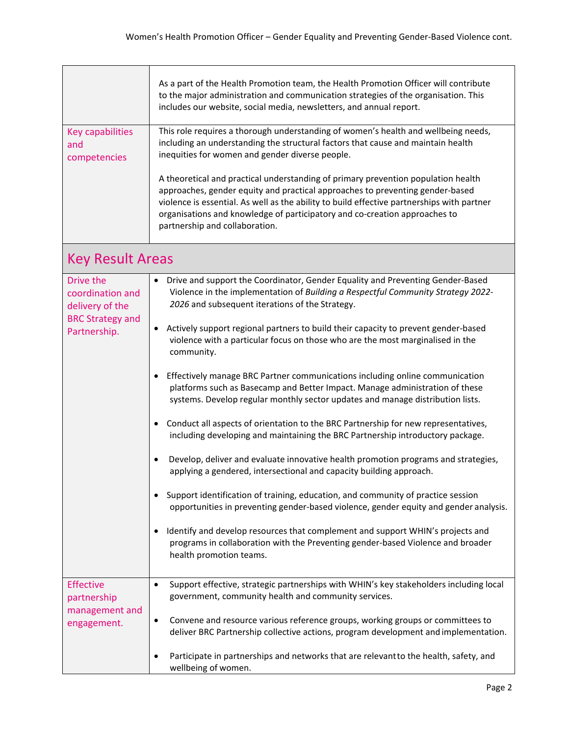| | |
|---|---|
| | As a part of the Health Promotion team, the Health Promotion Officer will contribute to the major administration and communication strategies of the organisation. This includes our website, social media, newsletters, and annual report. |
| Key capabilities and competencies | This role requires a thorough understanding of women's health and wellbeing needs, including an understanding the structural factors that cause and maintain health inequities for women and gender diverse people.<br><br>A theoretical and practical understanding of primary prevention population health approaches, gender equity and practical approaches to preventing gender-based violence is essential. As well as the ability to build effective partnerships with partner organisations and knowledge of participatory and co-creation approaches to partnership and collaboration. |

## Key Result Areas

| | |
|---|---|
| Drive the coordination and delivery of the BRC Strategy and Partnership. | • Drive and support the Coordinator, Gender Equality and Preventing Gender-Based Violence in the implementation of *Building a Respectful Community Strategy 2022-2026* and subsequent iterations of the Strategy.<br><br>• Actively support regional partners to build their capacity to prevent gender-based violence with a particular focus on those who are the most marginalised in the community.<br><br>• Effectively manage BRC Partner communications including online communication platforms such as Basecamp and Better Impact. Manage administration of these systems. Develop regular monthly sector updates and manage distribution lists.<br><br>• Conduct all aspects of orientation to the BRC Partnership for new representatives, including developing and maintaining the BRC Partnership introductory package.<br><br>• Develop, deliver and evaluate innovative health promotion programs and strategies, applying a gendered, intersectional and capacity building approach.<br><br>• Support identification of training, education, and community of practice session opportunities in preventing gender-based violence, gender equity and gender analysis.<br><br>• Identify and develop resources that complement and support WHIN's projects and programs in collaboration with the Preventing gender-based Violence and broader health promotion teams. |
| Effective partnership management and engagement. | • Support effective, strategic partnerships with WHIN's key stakeholders including local government, community health and community services.<br><br>• Convene and resource various reference groups, working groups or committees to deliver BRC Partnership collective actions, program development and implementation.<br><br>• Participate in partnerships and networks that are relevant to the health, safety, and wellbeing of women. |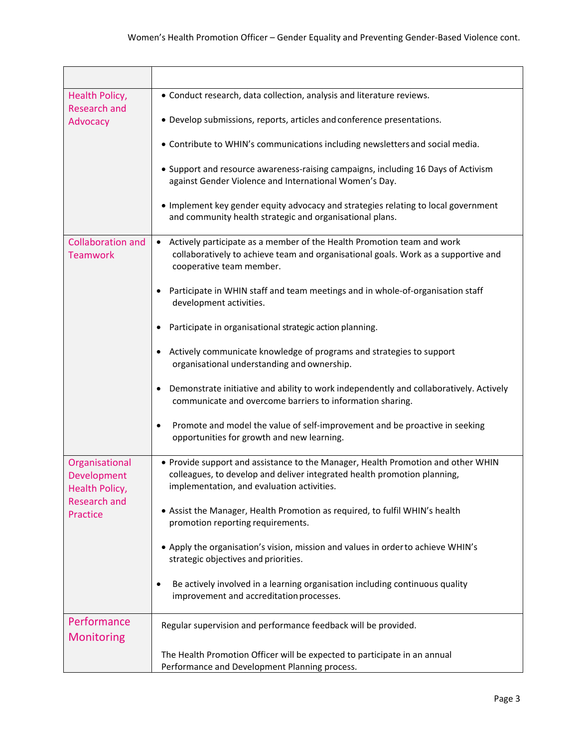| | |
|---|---|
| Health Policy, Research and Advocacy | • Conduct research, data collection, analysis and literature reviews.<br><br>• Develop submissions, reports, articles and conference presentations.<br><br>• Contribute to WHIN's communications including newsletters and social media.<br><br>• Support and resource awareness-raising campaigns, including 16 Days of Activism against Gender Violence and International Women's Day.<br><br>• Implement key gender equity advocacy and strategies relating to local government and community health strategic and organisational plans. |
| Collaboration and Teamwork | • Actively participate as a member of the Health Promotion team and work collaboratively to achieve team and organisational goals. Work as a supportive and cooperative team member.<br><br>• Participate in WHIN staff and team meetings and in whole-of-organisation staff development activities.<br><br>• Participate in organisational strategic action planning.<br><br>• Actively communicate knowledge of programs and strategies to support organisational understanding and ownership.<br><br>• Demonstrate initiative and ability to work independently and collaboratively. Actively communicate and overcome barriers to information sharing.<br><br>• Promote and model the value of self-improvement and be proactive in seeking opportunities for growth and new learning. |
| Organisational Development Health Policy, Research and Practice | • Provide support and assistance to the Manager, Health Promotion and other WHIN colleagues, to develop and deliver integrated health promotion planning, implementation, and evaluation activities.<br><br>• Assist the Manager, Health Promotion as required, to fulfil WHIN's health promotion reporting requirements.<br><br>• Apply the organisation's vision, mission and values in order to achieve WHIN's strategic objectives and priorities.<br><br>• Be actively involved in a learning organisation including continuous quality improvement and accreditation processes. |
| Performance Monitoring | Regular supervision and performance feedback will be provided.<br><br>The Health Promotion Officer will be expected to participate in an annual Performance and Development Planning process. |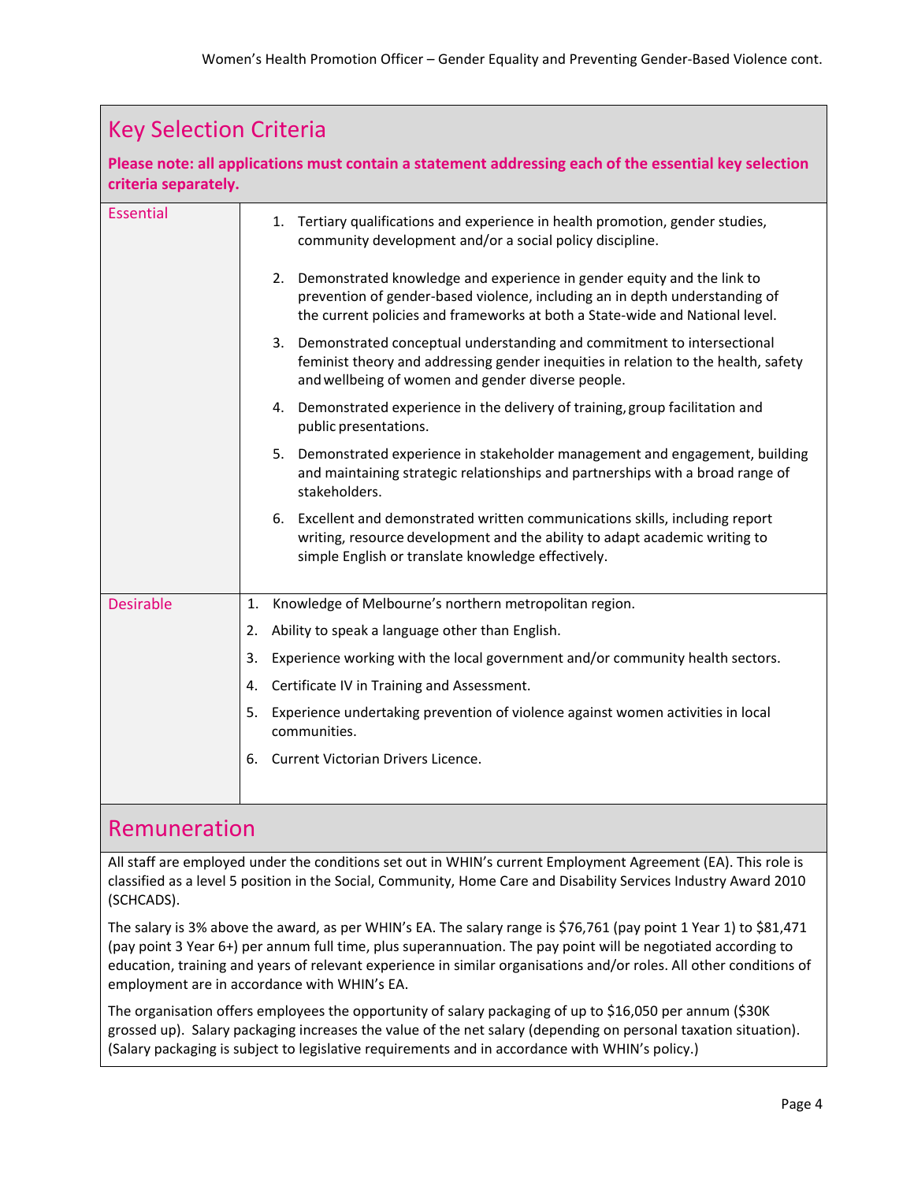## Key Selection Criteria

**Please note: all applications must contain a statement addressing each of the essential key selection criteria separately.**

### Essential

1. Tertiary qualifications and experience in health promotion, gender studies, community development and/or a social policy discipline.
2. Demonstrated knowledge and experience in gender equity and the link to prevention of gender-based violence, including an in depth understanding of the current policies and frameworks at both a State-wide and National level.
3. Demonstrated conceptual understanding and commitment to intersectional feminist theory and addressing gender inequities in relation to the health, safety and wellbeing of women and gender diverse people.
4. Demonstrated experience in the delivery of training, group facilitation and public presentations.
5. Demonstrated experience in stakeholder management and engagement, building and maintaining strategic relationships and partnerships with a broad range of stakeholders.
6. Excellent and demonstrated written communications skills, including report writing, resource development and the ability to adapt academic writing to simple English or translate knowledge effectively.

### Desirable

1. Knowledge of Melbourne's northern metropolitan region.
2. Ability to speak a language other than English.
3. Experience working with the local government and/or community health sectors.
4. Certificate IV in Training and Assessment.
5. Experience undertaking prevention of violence against women activities in local communities.
6. Current Victorian Drivers Licence.

## Remuneration

All staff are employed under the conditions set out in WHIN's current Employment Agreement (EA). This role is classified as a level 5 position in the Social, Community, Home Care and Disability Services Industry Award 2010 (SCHCADS).

The salary is 3% above the award, as per WHIN's EA. The salary range is $76,761 (pay point 1 Year 1) to $81,471 (pay point 3 Year 6+) per annum full time, plus superannuation. The pay point will be negotiated according to education, training and years of relevant experience in similar organisations and/or roles. All other conditions of employment are in accordance with WHIN's EA.

The organisation offers employees the opportunity of salary packaging of up to $16,050 per annum ($30K grossed up). Salary packaging increases the value of the net salary (depending on personal taxation situation). (Salary packaging is subject to legislative requirements and in accordance with WHIN's policy.)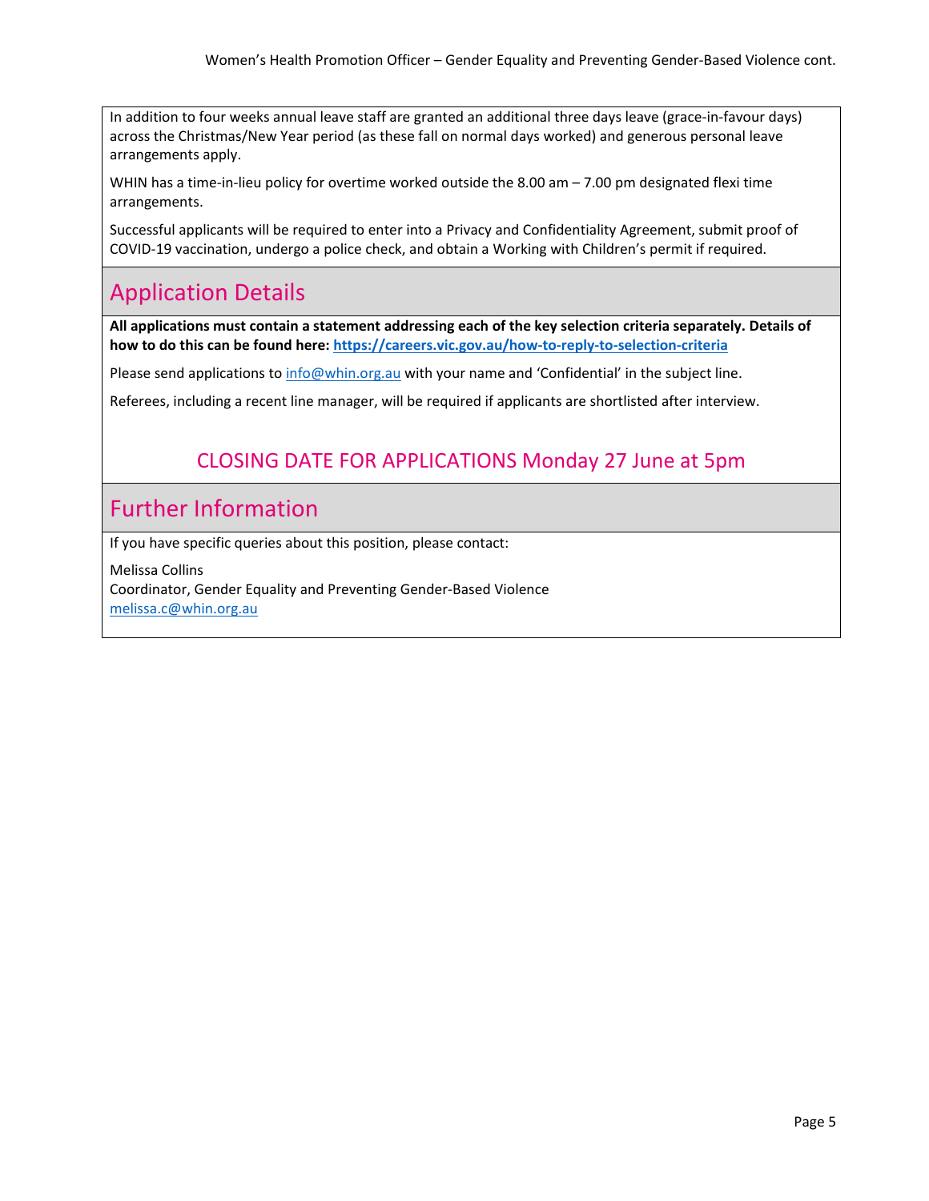In addition to four weeks annual leave staff are granted an additional three days leave (grace-in-favour days) across the Christmas/New Year period (as these fall on normal days worked) and generous personal leave arrangements apply.

WHIN has a time-in-lieu policy for overtime worked outside the 8.00 am – 7.00 pm designated flexi time arrangements.

Successful applicants will be required to enter into a Privacy and Confidentiality Agreement, submit proof of COVID-19 vaccination, undergo a police check, and obtain a Working with Children's permit if required.

## Application Details

**All applications must contain a statement addressing each of the key selection criteria separately. Details of how to do this can be found here: https://careers.vic.gov.au/how-to-reply-to-selection-criteria**

Please send applications to info@whin.org.au with your name and 'Confidential' in the subject line.

Referees, including a recent line manager, will be required if applicants are shortlisted after interview.

### CLOSING DATE FOR APPLICATIONS Monday 27 June at 5pm

## Further Information

If you have specific queries about this position, please contact:

Melissa Collins
Coordinator, Gender Equality and Preventing Gender-Based Violence
melissa.c@whin.org.au